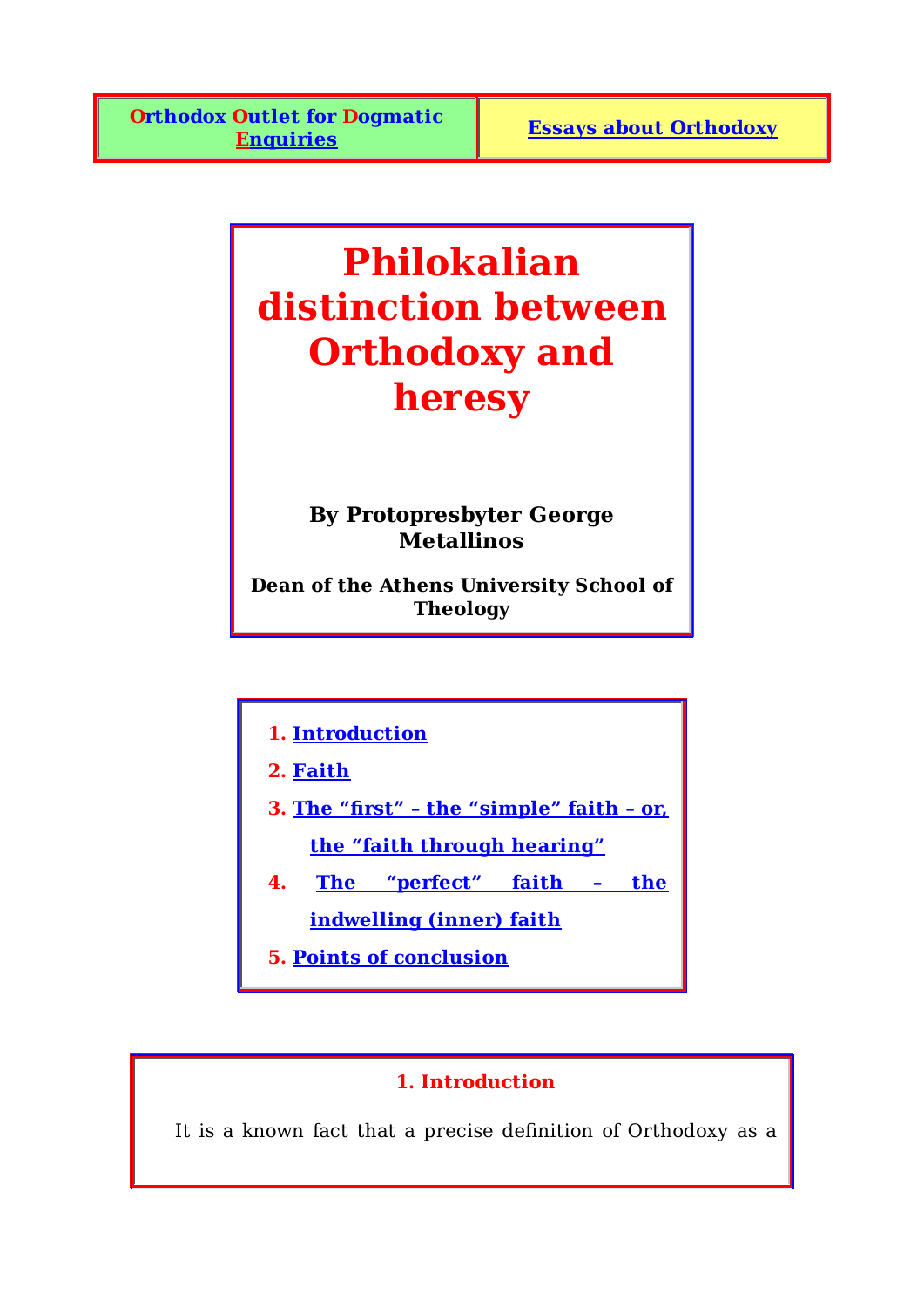| Orthodox Outlet for Dogmatic Enquiries | Essays about Orthodoxy |
|---|---|

# Philokalian distinction between Orthodoxy and heresy

**By Protopresbyter George Metallinos**

**Dean of the Athens University School of Theology**

1. Introduction
2. Faith
3. The "first" – the "simple" faith – or, the "faith through hearing"
4. The "perfect" faith – the indwelling (inner) faith
5. Points of conclusion

## 1. Introduction

It is a known fact that a precise definition of Orthodoxy as a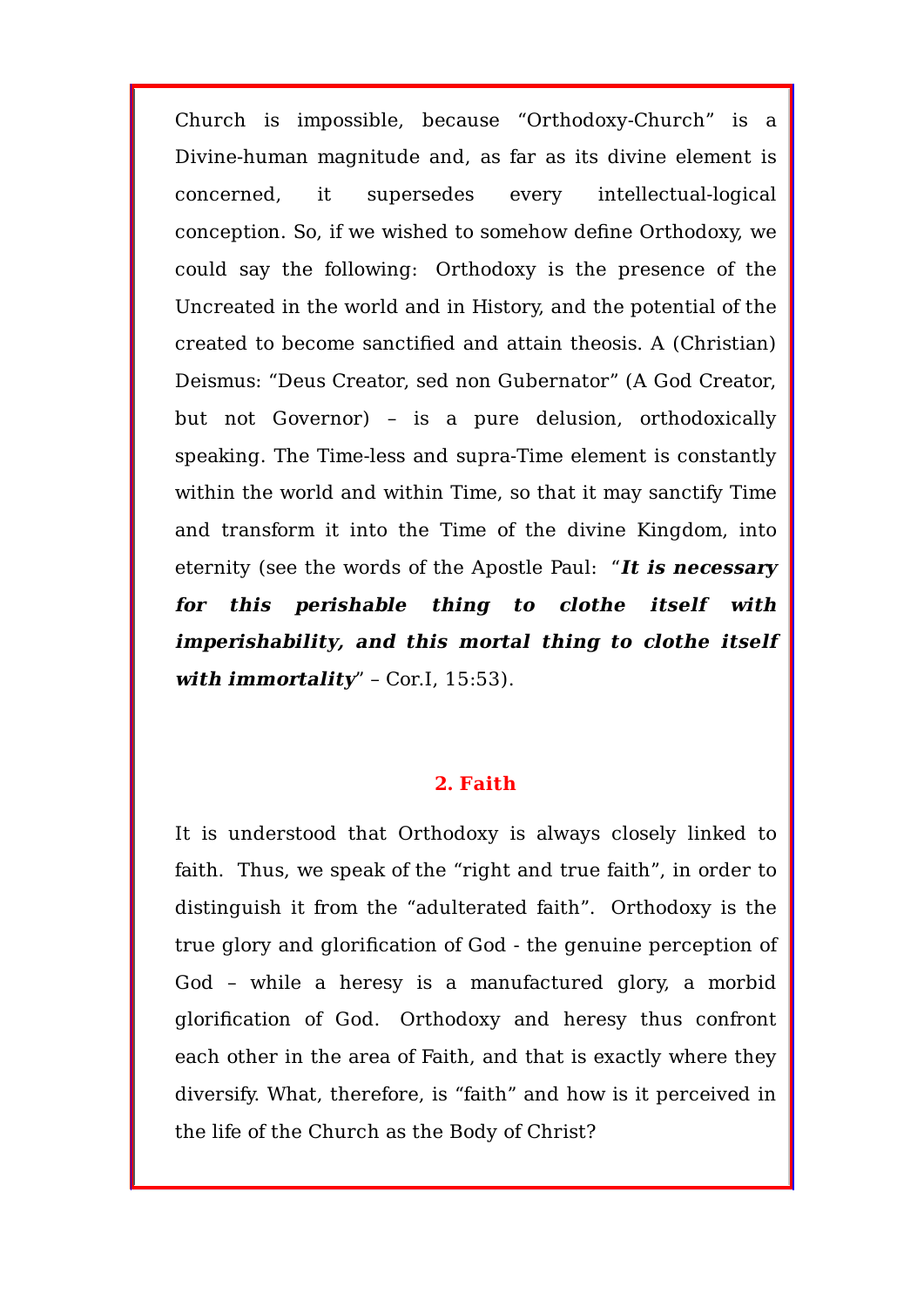Church is impossible, because “Orthodoxy-Church” is a Divine-human magnitude and, as far as its divine element is concerned, it supersedes every intellectual-logical conception. So, if we wished to somehow define Orthodoxy, we could say the following: Orthodoxy is the presence of the Uncreated in the world and in History, and the potential of the created to become sanctified and attain theosis. A (Christian) Deismus: “Deus Creator, sed non Gubernator” (A God Creator, but not Governor) – is a pure delusion, orthodoxically speaking. The Time-less and supra-Time element is constantly within the world and within Time, so that it may sanctify Time and transform it into the Time of the divine Kingdom, into eternity (see the words of the Apostle Paul: “***It is necessary for this perishable thing to clothe itself with imperishability, and this mortal thing to clothe itself with immortality***” – Cor.I, 15:53).

## 2. Faith

It is understood that Orthodoxy is always closely linked to faith. Thus, we speak of the “right and true faith”, in order to distinguish it from the “adulterated faith”. Orthodoxy is the true glory and glorification of God - the genuine perception of God – while a heresy is a manufactured glory, a morbid glorification of God. Orthodoxy and heresy thus confront each other in the area of Faith, and that is exactly where they diversify. What, therefore, is “faith” and how is it perceived in the life of the Church as the Body of Christ?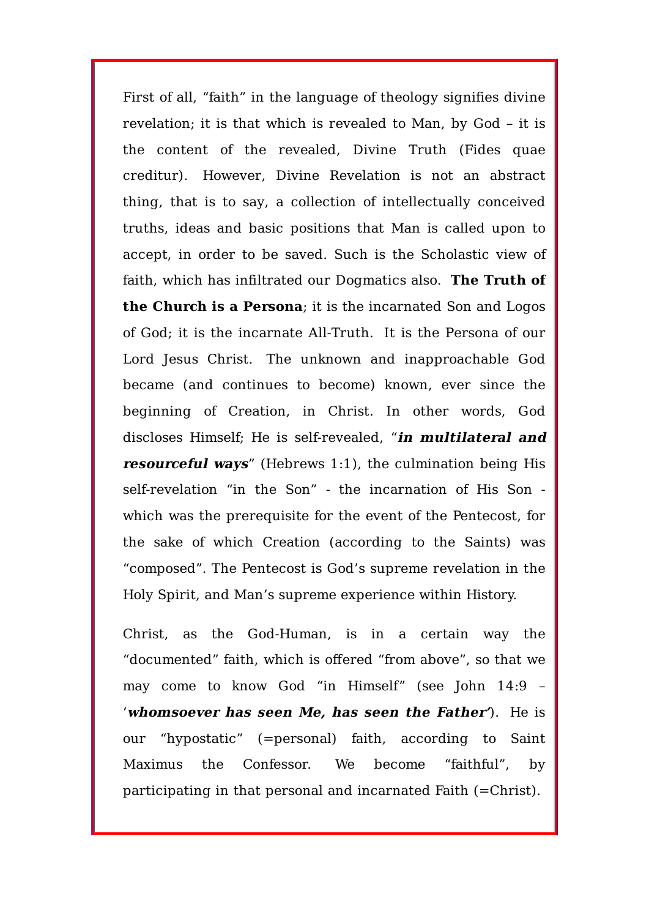First of all, “faith” in the language of theology signifies divine revelation; it is that which is revealed to Man, by God – it is the content of the revealed, Divine Truth (Fides quae creditur). However, Divine Revelation is not an abstract thing, that is to say, a collection of intellectually conceived truths, ideas and basic positions that Man is called upon to accept, in order to be saved. Such is the Scholastic view of faith, which has infiltrated our Dogmatics also. **The Truth of the Church is a Persona**; it is the incarnated Son and Logos of God; it is the incarnate All-Truth. It is the Persona of our Lord Jesus Christ. The unknown and inapproachable God became (and continues to become) known, ever since the beginning of Creation, in Christ. In other words, God discloses Himself; He is self-revealed, “***in multilateral and resourceful ways***” (Hebrews 1:1), the culmination being His self-revelation “in the Son” - the incarnation of His Son - which was the prerequisite for the event of the Pentecost, for the sake of which Creation (according to the Saints) was “composed”. The Pentecost is God’s supreme revelation in the Holy Spirit, and Man’s supreme experience within History.

Christ, as the God-Human, is in a certain way the “documented” faith, which is offered “from above”, so that we may come to know God “in Himself” (see John 14:9 – ‘***whomsoever has seen Me, has seen the Father***’). He is our “hypostatic” (=personal) faith, according to Saint Maximus the Confessor. We become “faithful”, by participating in that personal and incarnated Faith (=Christ).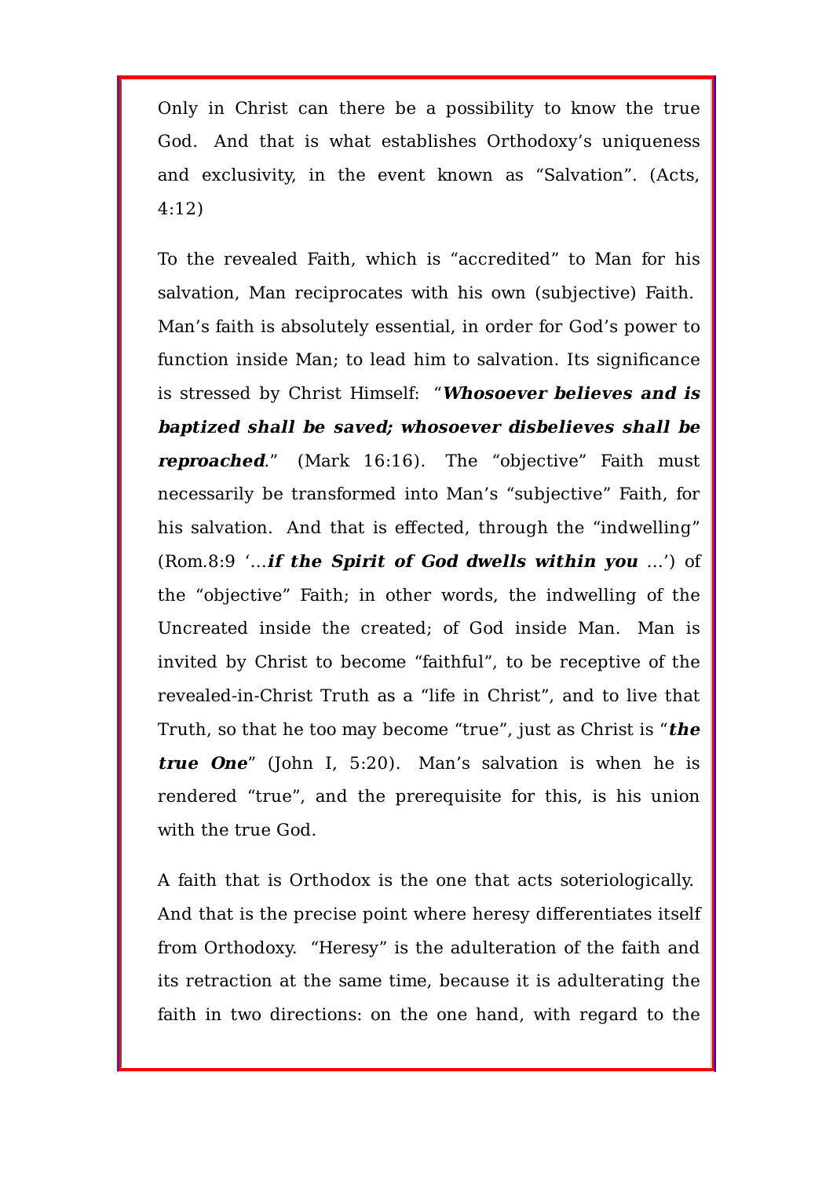Only in Christ can there be a possibility to know the true God. And that is what establishes Orthodoxy's uniqueness and exclusivity, in the event known as "Salvation". (Acts, 4:12)

To the revealed Faith, which is "accredited" to Man for his salvation, Man reciprocates with his own (subjective) Faith. Man's faith is absolutely essential, in order for God's power to function inside Man; to lead him to salvation. Its significance is stressed by Christ Himself: "***Whosoever believes and is baptized shall be saved; whosoever disbelieves shall be reproached***." (Mark 16:16). The "objective" Faith must necessarily be transformed into Man's "subjective" Faith, for his salvation. And that is effected, through the "indwelling" (Rom.8:9 '…***if the Spirit of God dwells within you*** …') of the "objective" Faith; in other words, the indwelling of the Uncreated inside the created; of God inside Man. Man is invited by Christ to become "faithful", to be receptive of the revealed-in-Christ Truth as a "life in Christ", and to live that Truth, so that he too may become "true", just as Christ is "***the true One***" (John I, 5:20). Man's salvation is when he is rendered "true", and the prerequisite for this, is his union with the true God.

A faith that is Orthodox is the one that acts soteriologically. And that is the precise point where heresy differentiates itself from Orthodoxy. "Heresy" is the adulteration of the faith and its retraction at the same time, because it is adulterating the faith in two directions: on the one hand, with regard to the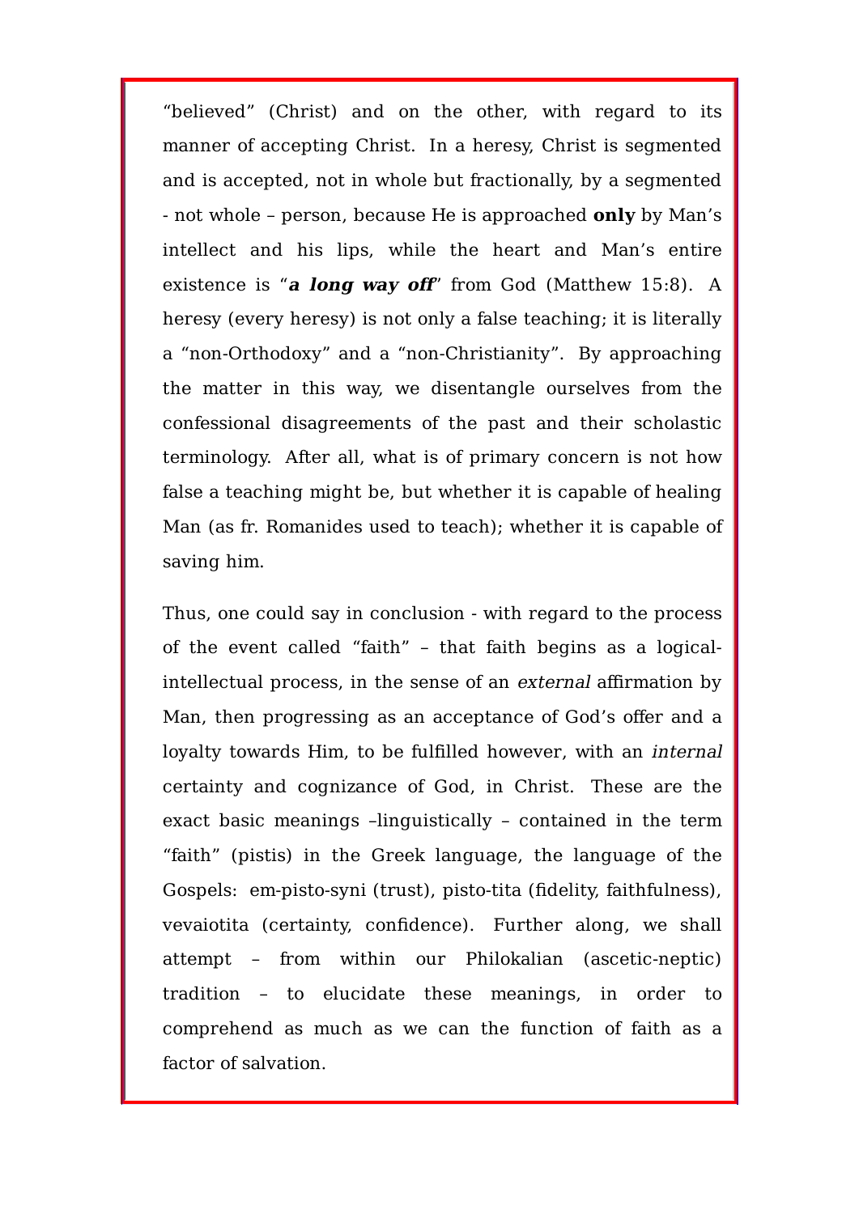“believed” (Christ) and on the other, with regard to its manner of accepting Christ. In a heresy, Christ is segmented and is accepted, not in whole but fractionally, by a segmented - not whole – person, because He is approached **only** by Man’s intellect and his lips, while the heart and Man’s entire existence is “***a long way off***” from God (Matthew 15:8). A heresy (every heresy) is not only a false teaching; it is literally a “non-Orthodoxy” and a “non-Christianity”. By approaching the matter in this way, we disentangle ourselves from the confessional disagreements of the past and their scholastic terminology. After all, what is of primary concern is not how false a teaching might be, but whether it is capable of healing Man (as fr. Romanides used to teach); whether it is capable of saving him.

Thus, one could say in conclusion - with regard to the process of the event called “faith” – that faith begins as a logical-intellectual process, in the sense of an *external* affirmation by Man, then progressing as an acceptance of God’s offer and a loyalty towards Him, to be fulfilled however, with an *internal* certainty and cognizance of God, in Christ. These are the exact basic meanings –linguistically – contained in the term “faith” (pistis) in the Greek language, the language of the Gospels: em-pisto-syni (trust), pisto-tita (fidelity, faithfulness), vevaiotita (certainty, confidence). Further along, we shall attempt – from within our Philokalian (ascetic-neptic) tradition – to elucidate these meanings, in order to comprehend as much as we can the function of faith as a factor of salvation.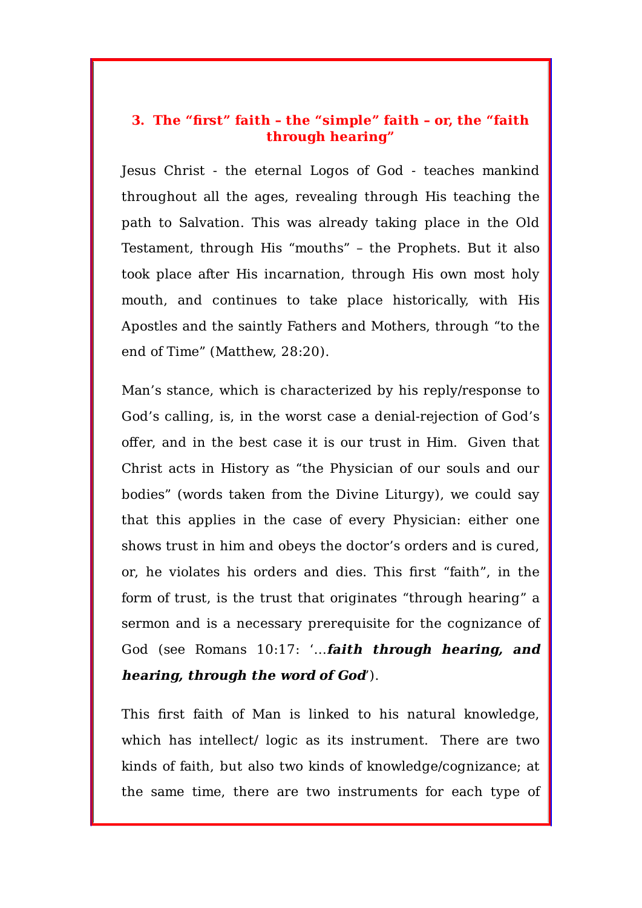### 3. The “first” faith – the “simple” faith – or, the “faith through hearing”

Jesus Christ - the eternal Logos of God - teaches mankind throughout all the ages, revealing through His teaching the path to Salvation. This was already taking place in the Old Testament, through His “mouths” – the Prophets. But it also took place after His incarnation, through His own most holy mouth, and continues to take place historically, with His Apostles and the saintly Fathers and Mothers, through “to the end of Time” (Matthew, 28:20).

Man’s stance, which is characterized by his reply/response to God’s calling, is, in the worst case a denial-rejection of God’s offer, and in the best case it is our trust in Him. Given that Christ acts in History as “the Physician of our souls and our bodies” (words taken from the Divine Liturgy), we could say that this applies in the case of every Physician: either one shows trust in him and obeys the doctor’s orders and is cured, or, he violates his orders and dies. This first “faith”, in the form of trust, is the trust that originates “through hearing” a sermon and is a necessary prerequisite for the cognizance of God (see Romans 10:17: ‘…***faith through hearing, and hearing, through the word of God***’).

This first faith of Man is linked to his natural knowledge, which has intellect/ logic as its instrument. There are two kinds of faith, but also two kinds of knowledge/cognizance; at the same time, there are two instruments for each type of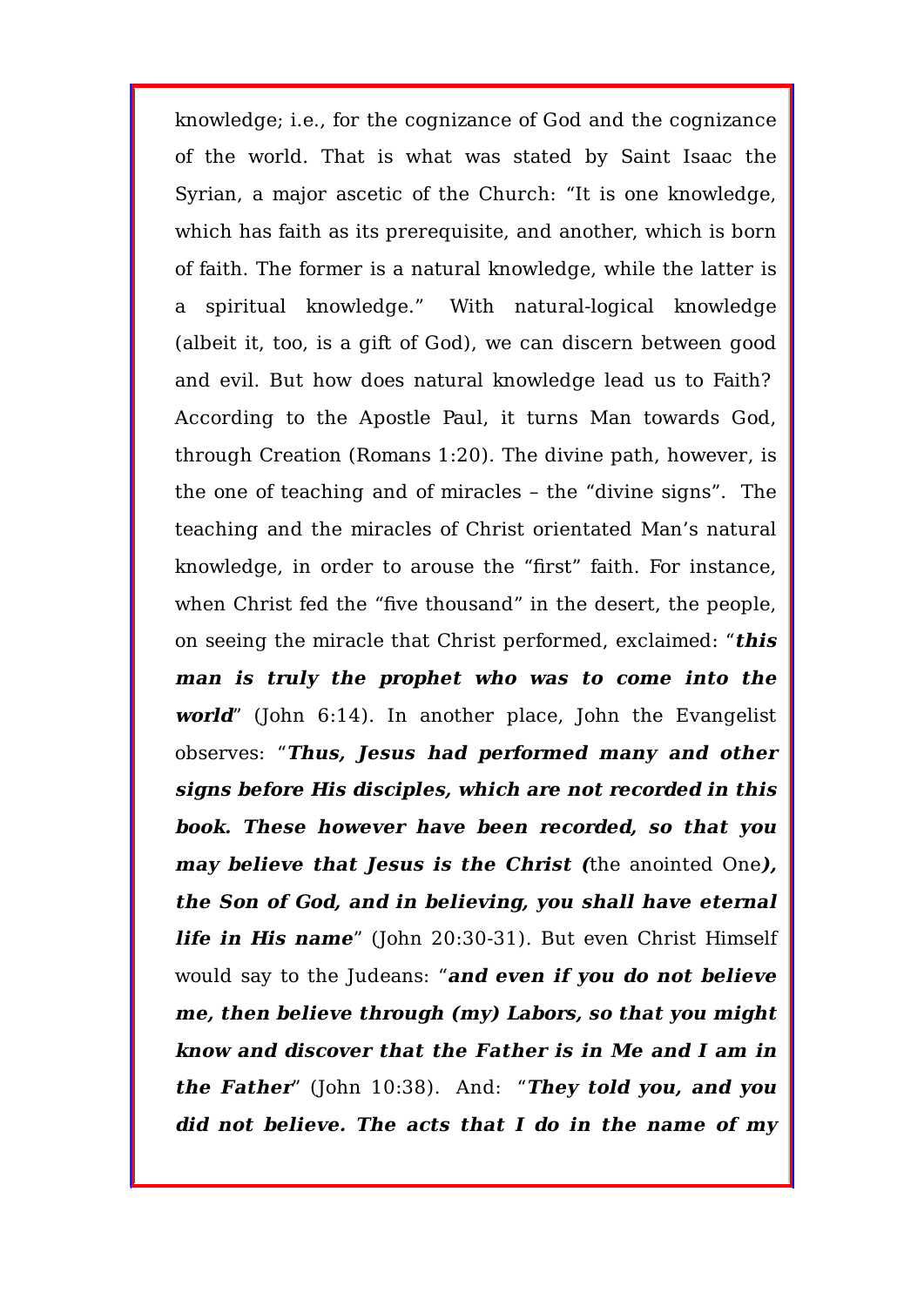knowledge; i.e., for the cognizance of God and the cognizance of the world. That is what was stated by Saint Isaac the Syrian, a major ascetic of the Church: "It is one knowledge, which has faith as its prerequisite, and another, which is born of faith. The former is a natural knowledge, while the latter is a spiritual knowledge." With natural-logical knowledge (albeit it, too, is a gift of God), we can discern between good and evil. But how does natural knowledge lead us to Faith? According to the Apostle Paul, it turns Man towards God, through Creation (Romans 1:20). The divine path, however, is the one of teaching and of miracles – the "divine signs". The teaching and the miracles of Christ orientated Man's natural knowledge, in order to arouse the "first" faith. For instance, when Christ fed the "five thousand" in the desert, the people, on seeing the miracle that Christ performed, exclaimed: "***this man is truly the prophet who was to come into the world***" (John 6:14). In another place, John the Evangelist observes: "***Thus, Jesus had performed many and other signs before His disciples, which are not recorded in this book. These however have been recorded, so that you may believe that Jesus is the Christ (***the anointed One***), the Son of God, and in believing, you shall have eternal life in His name***" (John 20:30-31). But even Christ Himself would say to the Judeans: "***and even if you do not believe me, then believe through (my) Labors, so that you might know and discover that the Father is in Me and I am in the Father***" (John 10:38). And: "***They told you, and you did not believe. The acts that I do in the name of my***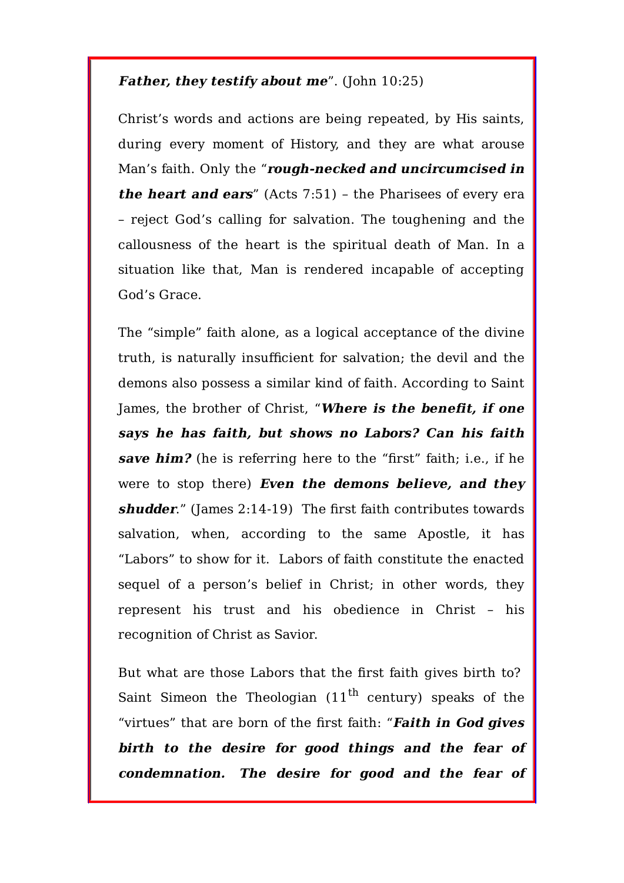***Father, they testify about me***". (John 10:25)

Christ's words and actions are being repeated, by His saints, during every moment of History, and they are what arouse Man's faith. Only the "***rough-necked and uncircumcised in the heart and ears***" (Acts 7:51) – the Pharisees of every era – reject God's calling for salvation. The toughening and the callousness of the heart is the spiritual death of Man. In a situation like that, Man is rendered incapable of accepting God's Grace.

The "simple" faith alone, as a logical acceptance of the divine truth, is naturally insufficient for salvation; the devil and the demons also possess a similar kind of faith. According to Saint James, the brother of Christ, "***Where is the benefit, if one says he has faith, but shows no Labors? Can his faith save him?*** (he is referring here to the "first" faith; i.e., if he were to stop there) ***Even the demons believe, and they shudder***." (James 2:14-19) The first faith contributes towards salvation, when, according to the same Apostle, it has "Labors" to show for it. Labors of faith constitute the enacted sequel of a person's belief in Christ; in other words, they represent his trust and his obedience in Christ – his recognition of Christ as Savior.

But what are those Labors that the first faith gives birth to? Saint Simeon the Theologian (11th century) speaks of the "virtues" that are born of the first faith: "***Faith in God gives birth to the desire for good things and the fear of condemnation. The desire for good and the fear of***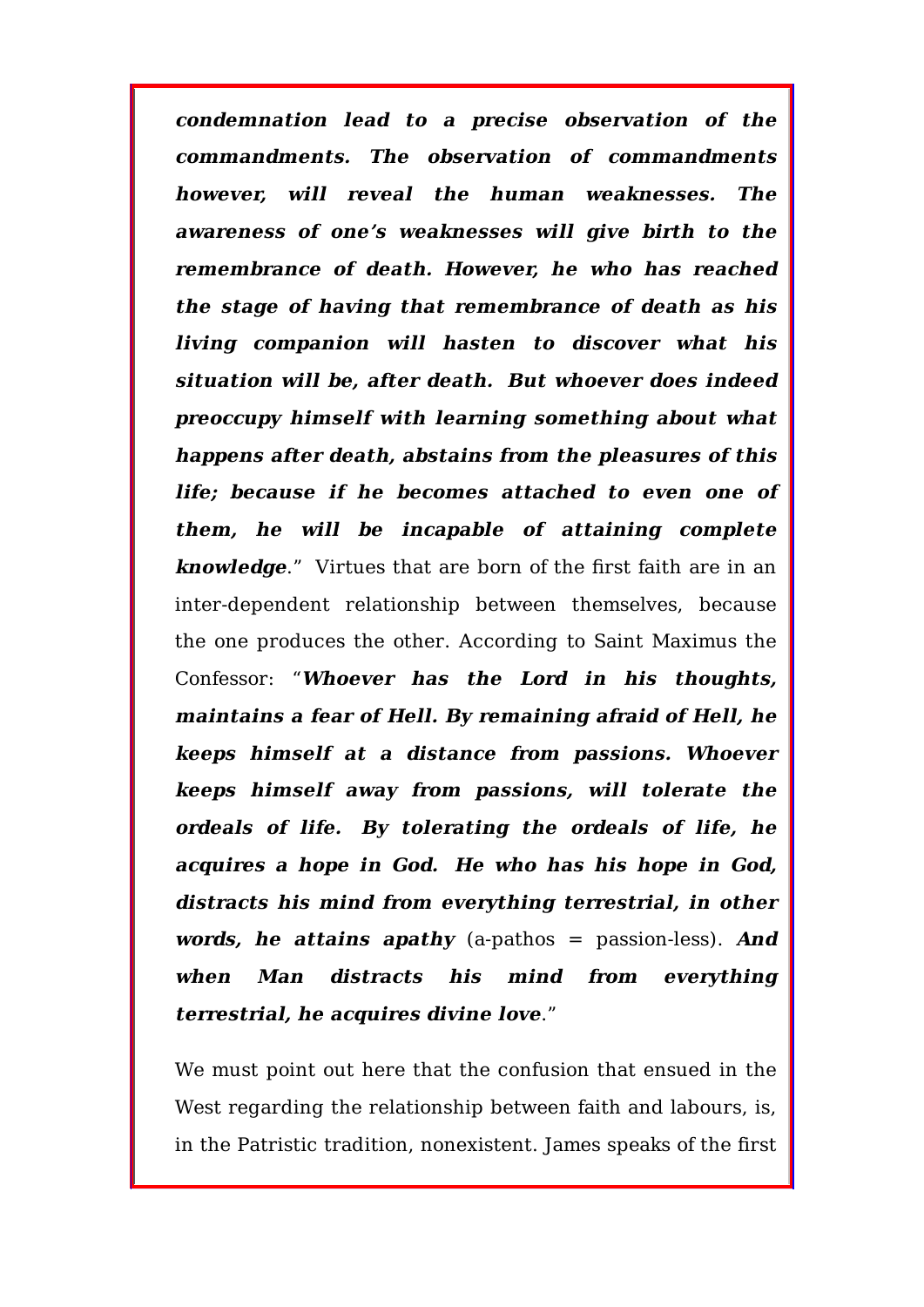***condemnation lead to a precise observation of the commandments. The observation of commandments however, will reveal the human weaknesses. The awareness of one's weaknesses will give birth to the remembrance of death. However, he who has reached the stage of having that remembrance of death as his living companion will hasten to discover what his situation will be, after death. But whoever does indeed preoccupy himself with learning something about what happens after death, abstains from the pleasures of this life; because if he becomes attached to even one of them, he will be incapable of attaining complete knowledge***." Virtues that are born of the first faith are in an inter-dependent relationship between themselves, because the one produces the other. According to Saint Maximus the Confessor: "***Whoever has the Lord in his thoughts, maintains a fear of Hell. By remaining afraid of Hell, he keeps himself at a distance from passions. Whoever keeps himself away from passions, will tolerate the ordeals of life. By tolerating the ordeals of life, he acquires a hope in God. He who has his hope in God, distracts his mind from everything terrestrial, in other words, he attains apathy*** (a-pathos = passion-less). ***And when Man distracts his mind from everything terrestrial, he acquires divine love***."

We must point out here that the confusion that ensued in the West regarding the relationship between faith and labours, is, in the Patristic tradition, nonexistent. James speaks of the first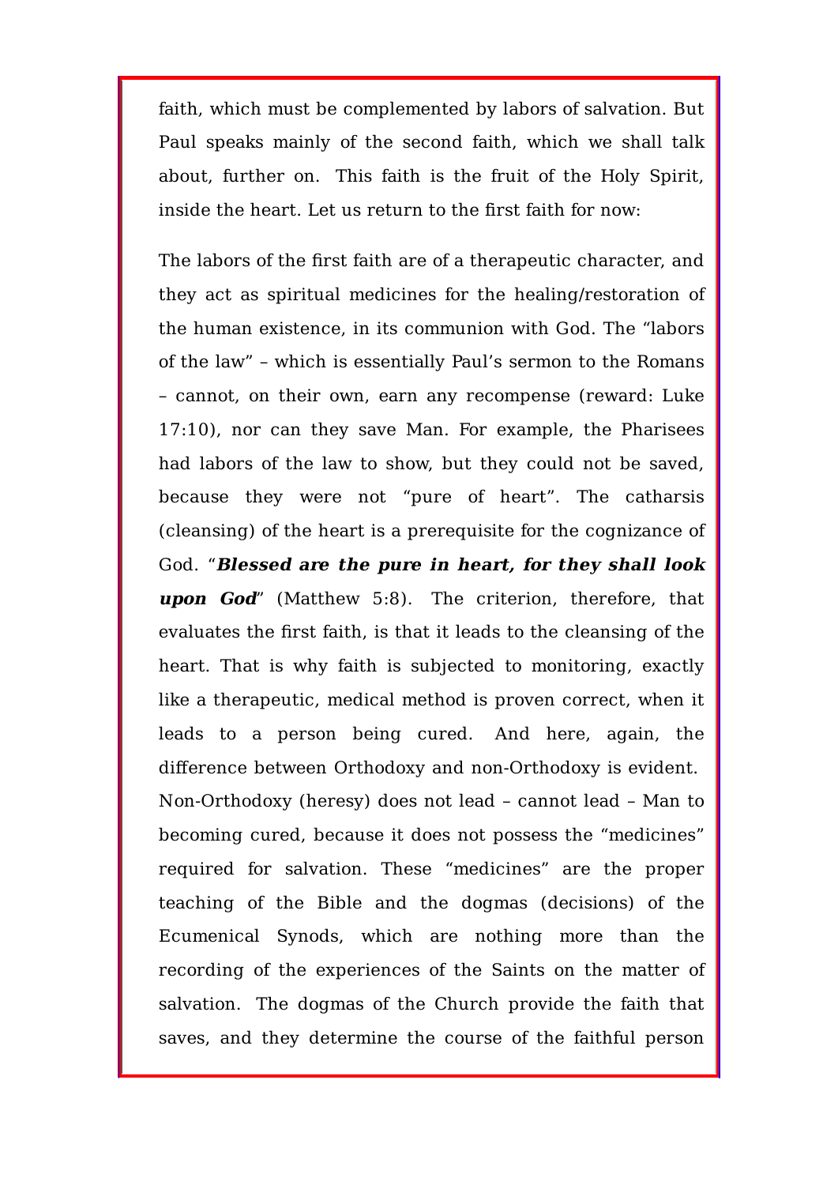faith, which must be complemented by labors of salvation. But Paul speaks mainly of the second faith, which we shall talk about, further on. This faith is the fruit of the Holy Spirit, inside the heart. Let us return to the first faith for now:

The labors of the first faith are of a therapeutic character, and they act as spiritual medicines for the healing/restoration of the human existence, in its communion with God. The "labors of the law" – which is essentially Paul's sermon to the Romans – cannot, on their own, earn any recompense (reward: Luke 17:10), nor can they save Man. For example, the Pharisees had labors of the law to show, but they could not be saved, because they were not "pure of heart". The catharsis (cleansing) of the heart is a prerequisite for the cognizance of God. "***Blessed are the pure in heart, for they shall look upon God***" (Matthew 5:8). The criterion, therefore, that evaluates the first faith, is that it leads to the cleansing of the heart. That is why faith is subjected to monitoring, exactly like a therapeutic, medical method is proven correct, when it leads to a person being cured. And here, again, the difference between Orthodoxy and non-Orthodoxy is evident. Non-Orthodoxy (heresy) does not lead – cannot lead – Man to becoming cured, because it does not possess the "medicines" required for salvation. These "medicines" are the proper teaching of the Bible and the dogmas (decisions) of the Ecumenical Synods, which are nothing more than the recording of the experiences of the Saints on the matter of salvation. The dogmas of the Church provide the faith that saves, and they determine the course of the faithful person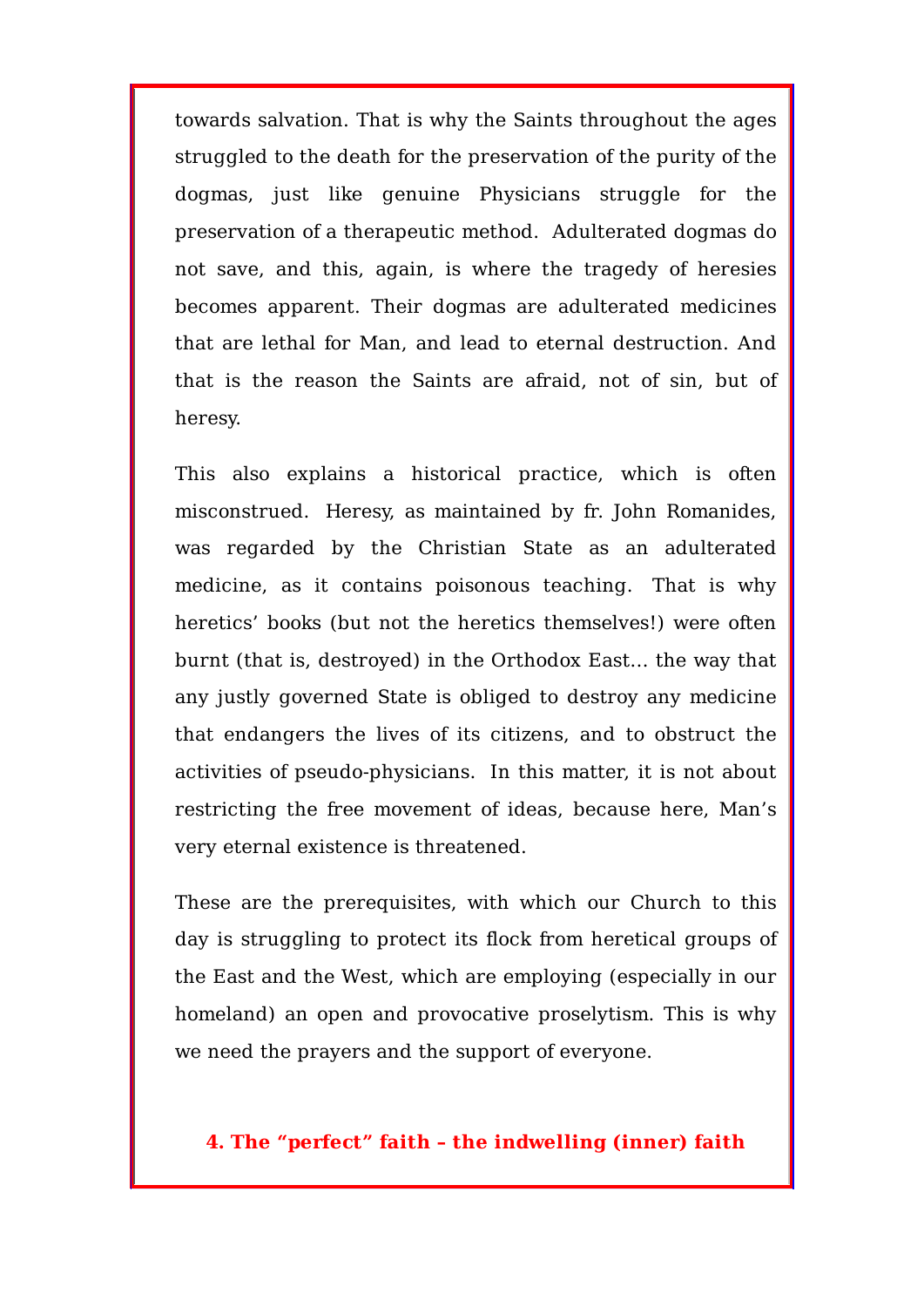towards salvation. That is why the Saints throughout the ages struggled to the death for the preservation of the purity of the dogmas, just like genuine Physicians struggle for the preservation of a therapeutic method. Adulterated dogmas do not save, and this, again, is where the tragedy of heresies becomes apparent. Their dogmas are adulterated medicines that are lethal for Man, and lead to eternal destruction. And that is the reason the Saints are afraid, not of sin, but of heresy.

This also explains a historical practice, which is often misconstrued. Heresy, as maintained by fr. John Romanides, was regarded by the Christian State as an adulterated medicine, as it contains poisonous teaching. That is why heretics' books (but not the heretics themselves!) were often burnt (that is, destroyed) in the Orthodox East… the way that any justly governed State is obliged to destroy any medicine that endangers the lives of its citizens, and to obstruct the activities of pseudo-physicians. In this matter, it is not about restricting the free movement of ideas, because here, Man's very eternal existence is threatened.

These are the prerequisites, with which our Church to this day is struggling to protect its flock from heretical groups of the East and the West, which are employing (especially in our homeland) an open and provocative proselytism. This is why we need the prayers and the support of everyone.

## 4. The "perfect" faith – the indwelling (inner) faith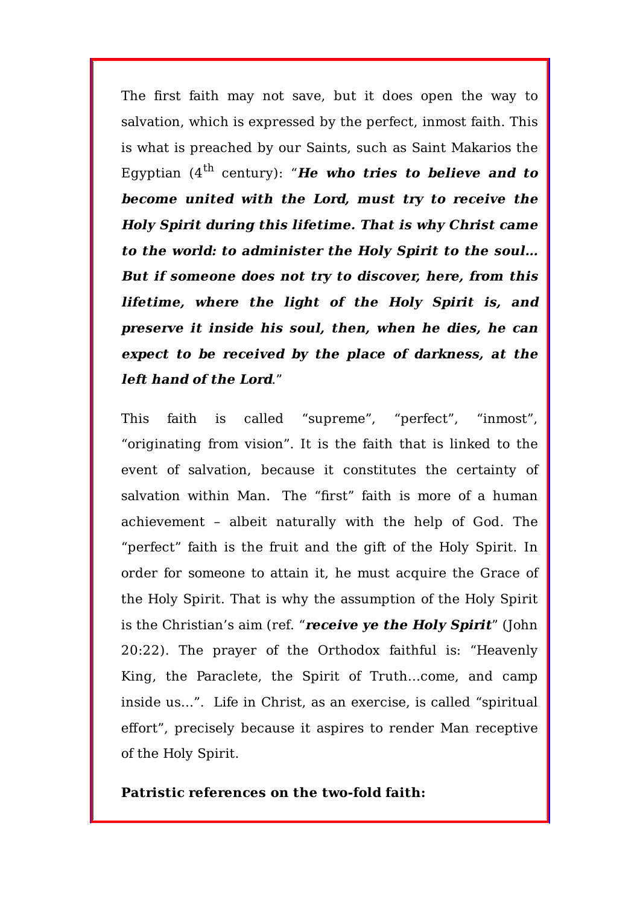The first faith may not save, but it does open the way to salvation, which is expressed by the perfect, inmost faith. This is what is preached by our Saints, such as Saint Makarios the Egyptian (4th century): "***He who tries to believe and to become united with the Lord, must try to receive the Holy Spirit during this lifetime. That is why Christ came to the world: to administer the Holy Spirit to the soul… But if someone does not try to discover, here, from this lifetime, where the light of the Holy Spirit is, and preserve it inside his soul, then, when he dies, he can expect to be received by the place of darkness, at the left hand of the Lord***."

This faith is called "supreme", "perfect", "inmost", "originating from vision". It is the faith that is linked to the event of salvation, because it constitutes the certainty of salvation within Man. The "first" faith is more of a human achievement – albeit naturally with the help of God. The "perfect" faith is the fruit and the gift of the Holy Spirit. In order for someone to attain it, he must acquire the Grace of the Holy Spirit. That is why the assumption of the Holy Spirit is the Christian's aim (ref. "***receive ye the Holy Spirit***" (John 20:22). The prayer of the Orthodox faithful is: "Heavenly King, the Paraclete, the Spirit of Truth…come, and camp inside us…". Life in Christ, as an exercise, is called "spiritual effort", precisely because it aspires to render Man receptive of the Holy Spirit.

**Patristic references on the two-fold faith:**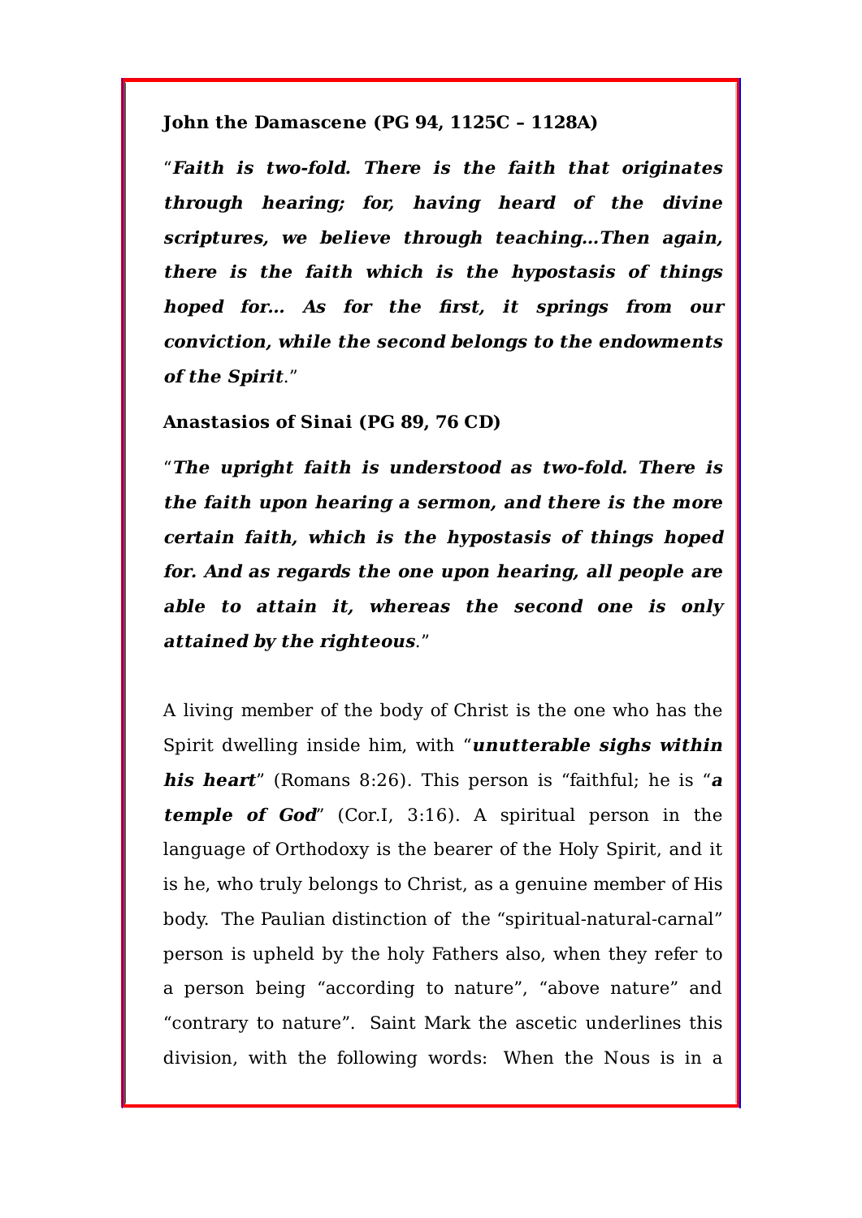**John the Damascene (PG 94, 1125C – 1128A)**

"***Faith is two-fold. There is the faith that originates through hearing; for, having heard of the divine scriptures, we believe through teaching…Then again, there is the faith which is the hypostasis of things hoped for… As for the first, it springs from our conviction, while the second belongs to the endowments of the Spirit***."

**Anastasios of Sinai (PG 89, 76 CD)**

"***The upright faith is understood as two-fold. There is the faith upon hearing a sermon, and there is the more certain faith, which is the hypostasis of things hoped for. And as regards the one upon hearing, all people are able to attain it, whereas the second one is only attained by the righteous***."

A living member of the body of Christ is the one who has the Spirit dwelling inside him, with "***unutterable sighs within his heart***" (Romans 8:26). This person is "faithful; he is "***a temple of God***" (Cor.I, 3:16). A spiritual person in the language of Orthodoxy is the bearer of the Holy Spirit, and it is he, who truly belongs to Christ, as a genuine member of His body. The Paulian distinction of the "spiritual-natural-carnal" person is upheld by the holy Fathers also, when they refer to a person being "according to nature", "above nature" and "contrary to nature". Saint Mark the ascetic underlines this division, with the following words: When the Nous is in a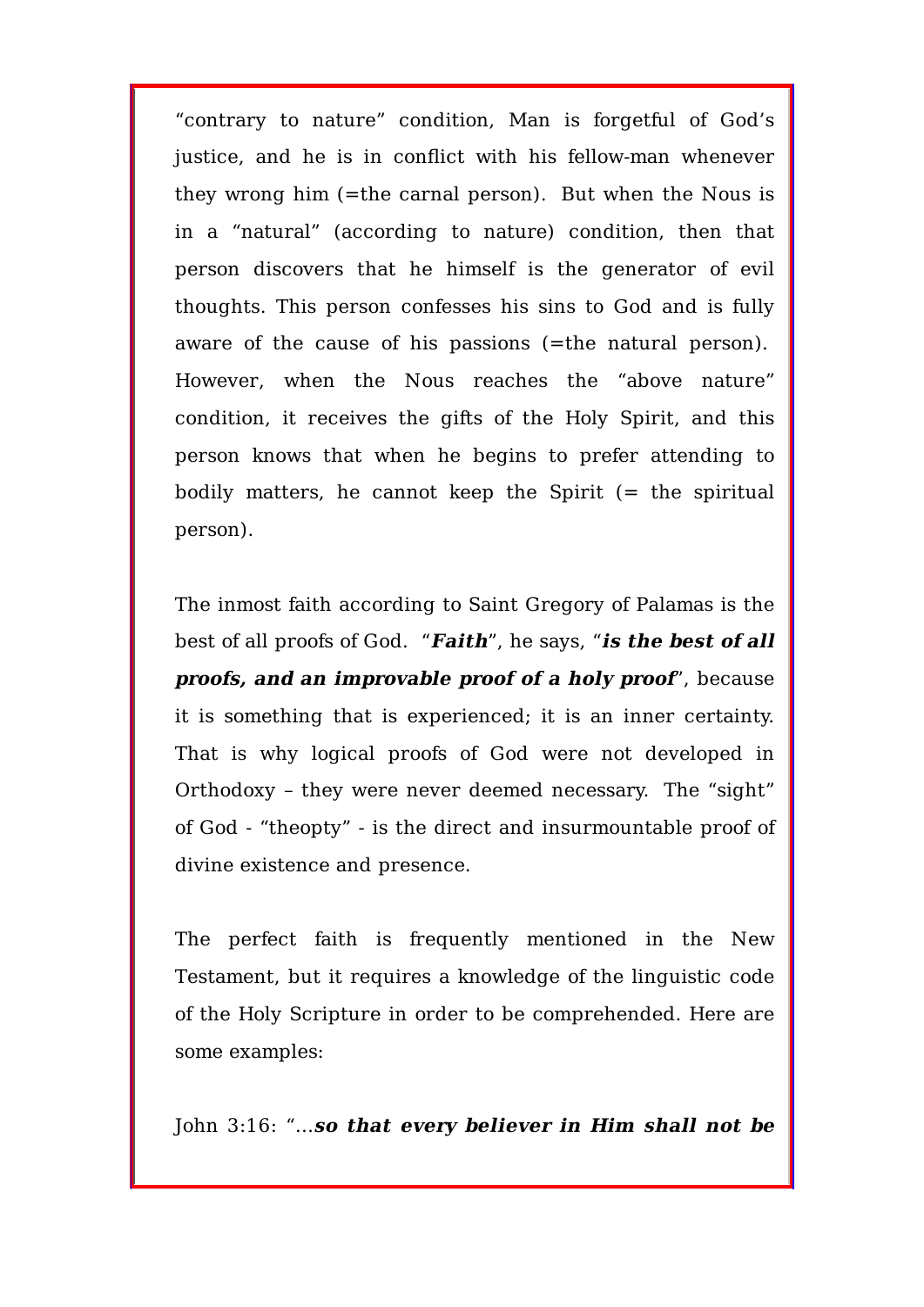"contrary to nature" condition, Man is forgetful of God's justice, and he is in conflict with his fellow-man whenever they wrong him (=the carnal person). But when the Nous is in a "natural" (according to nature) condition, then that person discovers that he himself is the generator of evil thoughts. This person confesses his sins to God and is fully aware of the cause of his passions (=the natural person). However, when the Nous reaches the "above nature" condition, it receives the gifts of the Holy Spirit, and this person knows that when he begins to prefer attending to bodily matters, he cannot keep the Spirit (= the spiritual person).

The inmost faith according to Saint Gregory of Palamas is the best of all proofs of God. "***Faith***", he says, "***is the best of all proofs, and an improvable proof of a holy proof***", because it is something that is experienced; it is an inner certainty. That is why logical proofs of God were not developed in Orthodoxy – they were never deemed necessary. The "sight" of God - "theopty" - is the direct and insurmountable proof of divine existence and presence.

The perfect faith is frequently mentioned in the New Testament, but it requires a knowledge of the linguistic code of the Holy Scripture in order to be comprehended. Here are some examples:

John 3:16: "...***so that every believer in Him shall not be***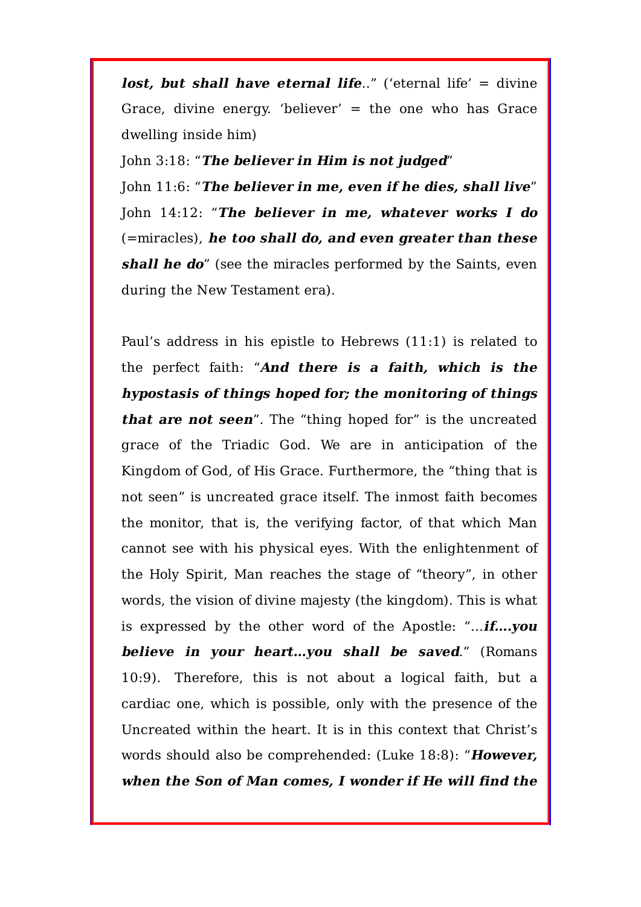***lost, but shall have eternal life***.." ('eternal life' = divine Grace, divine energy. 'believer' = the one who has Grace dwelling inside him)

John 3:18: "***The believer in Him is not judged***"

John 11:6: "***The believer in me, even if he dies, shall live***"

John 14:12: "***The believer in me, whatever works I do*** (=miracles), ***he too shall do, and even greater than these shall he do***" (see the miracles performed by the Saints, even during the New Testament era).

Paul's address in his epistle to Hebrews (11:1) is related to the perfect faith: "***And there is a faith, which is the hypostasis of things hoped for; the monitoring of things that are not seen***". The "thing hoped for" is the uncreated grace of the Triadic God. We are in anticipation of the Kingdom of God, of His Grace. Furthermore, the "thing that is not seen" is uncreated grace itself. The inmost faith becomes the monitor, that is, the verifying factor, of that which Man cannot see with his physical eyes. With the enlightenment of the Holy Spirit, Man reaches the stage of "theory", in other words, the vision of divine majesty (the kingdom). This is what is expressed by the other word of the Apostle: "…***if….you believe in your heart…you shall be saved***." (Romans 10:9). Therefore, this is not about a logical faith, but a cardiac one, which is possible, only with the presence of the Uncreated within the heart. It is in this context that Christ's words should also be comprehended: (Luke 18:8): "***However, when the Son of Man comes, I wonder if He will find the***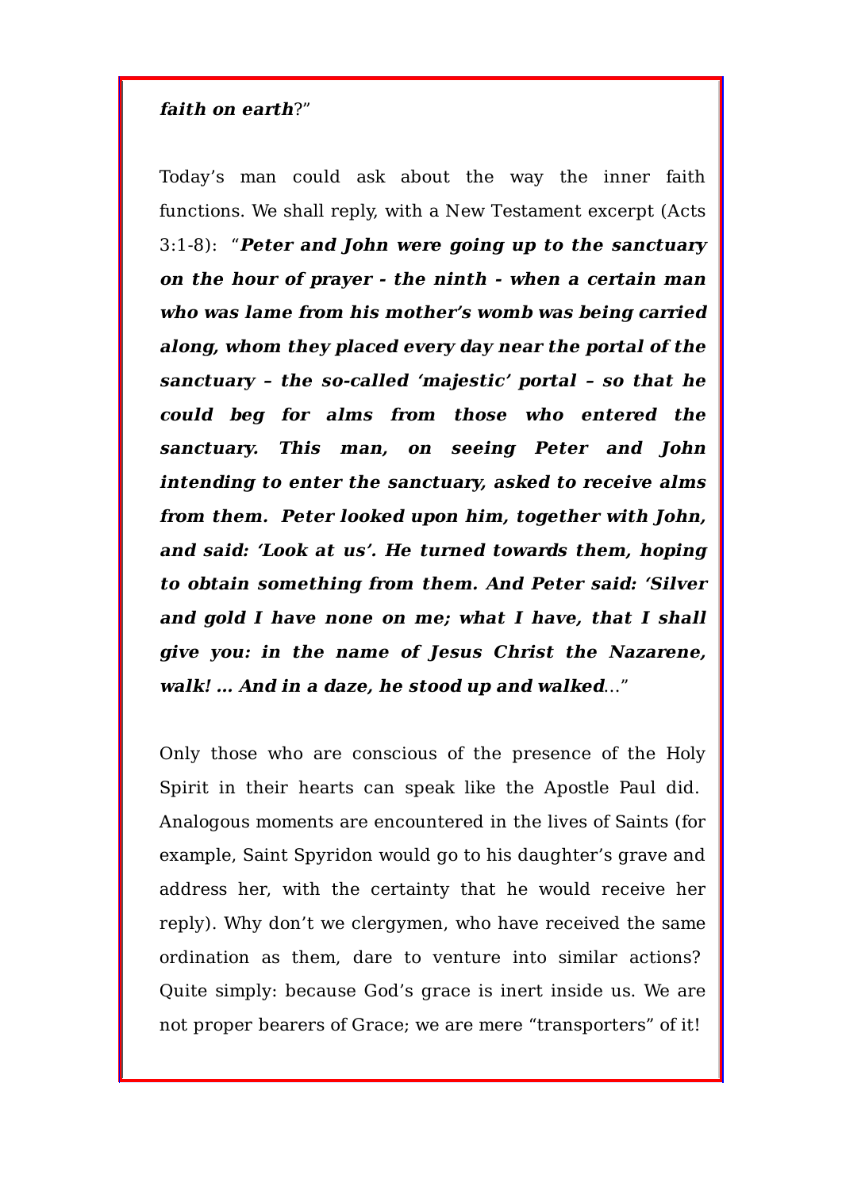***faith on earth***?"

Today's man could ask about the way the inner faith functions. We shall reply, with a New Testament excerpt (Acts 3:1-8): "***Peter and John were going up to the sanctuary on the hour of prayer - the ninth - when a certain man who was lame from his mother's womb was being carried along, whom they placed every day near the portal of the sanctuary – the so-called 'majestic' portal – so that he could beg for alms from those who entered the sanctuary. This man, on seeing Peter and John intending to enter the sanctuary, asked to receive alms from them. Peter looked upon him, together with John, and said: 'Look at us'. He turned towards them, hoping to obtain something from them. And Peter said: 'Silver and gold I have none on me; what I have, that I shall give you: in the name of Jesus Christ the Nazarene, walk! … And in a daze, he stood up and walked***…"

Only those who are conscious of the presence of the Holy Spirit in their hearts can speak like the Apostle Paul did. Analogous moments are encountered in the lives of Saints (for example, Saint Spyridon would go to his daughter's grave and address her, with the certainty that he would receive her reply). Why don't we clergymen, who have received the same ordination as them, dare to venture into similar actions? Quite simply: because God's grace is inert inside us. We are not proper bearers of Grace; we are mere "transporters" of it!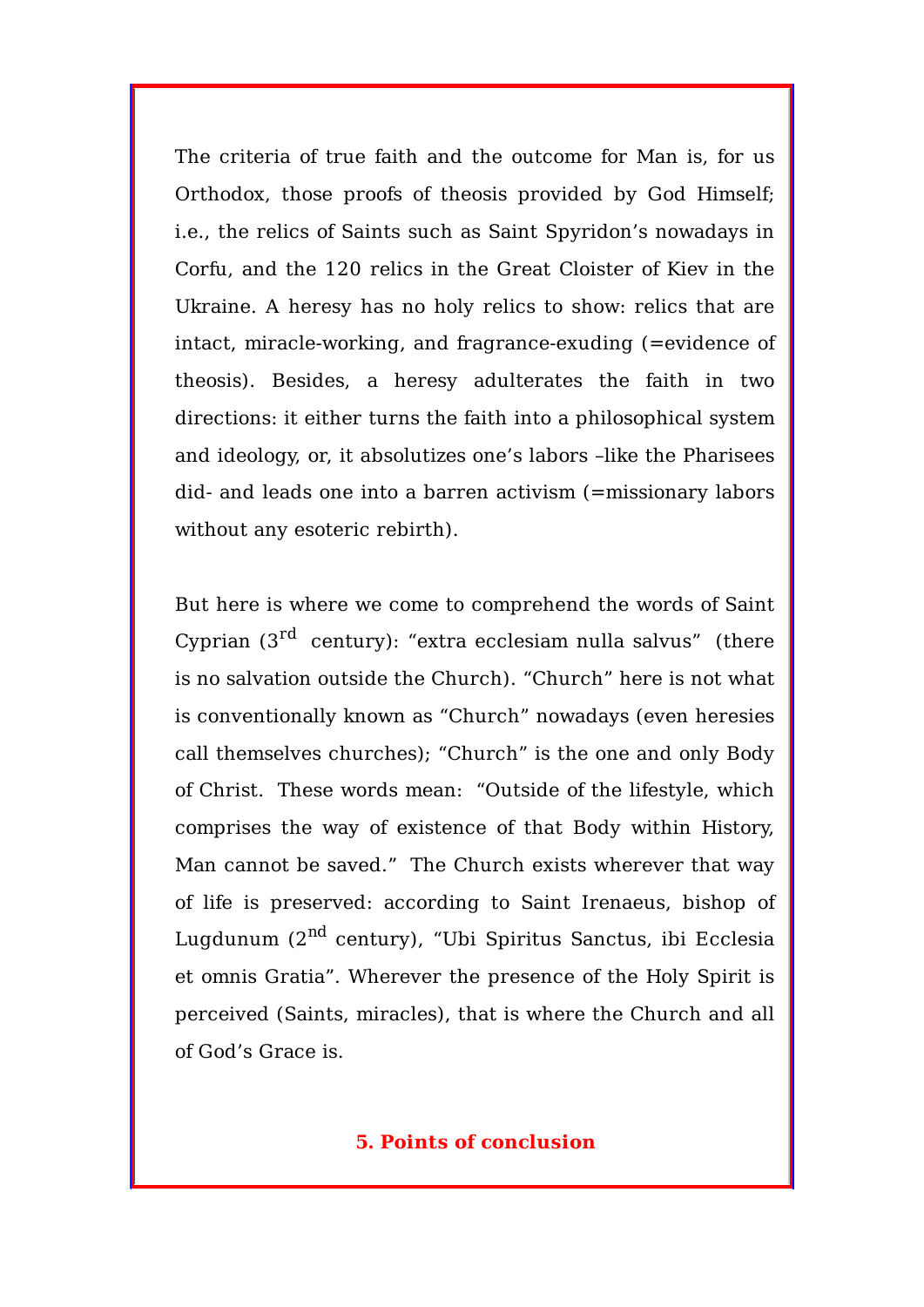The criteria of true faith and the outcome for Man is, for us Orthodox, those proofs of theosis provided by God Himself; i.e., the relics of Saints such as Saint Spyridon's nowadays in Corfu, and the 120 relics in the Great Cloister of Kiev in the Ukraine. A heresy has no holy relics to show: relics that are intact, miracle-working, and fragrance-exuding (=evidence of theosis). Besides, a heresy adulterates the faith in two directions: it either turns the faith into a philosophical system and ideology, or, it absolutizes one's labors –like the Pharisees did- and leads one into a barren activism (=missionary labors without any esoteric rebirth).

But here is where we come to comprehend the words of Saint Cyprian (3rd century): "extra ecclesiam nulla salvus" (there is no salvation outside the Church). "Church" here is not what is conventionally known as "Church" nowadays (even heresies call themselves churches); "Church" is the one and only Body of Christ. These words mean: "Outside of the lifestyle, which comprises the way of existence of that Body within History, Man cannot be saved." The Church exists wherever that way of life is preserved: according to Saint Irenaeus, bishop of Lugdunum (2nd century), "Ubi Spiritus Sanctus, ibi Ecclesia et omnis Gratia". Wherever the presence of the Holy Spirit is perceived (Saints, miracles), that is where the Church and all of God's Grace is.

## 5. Points of conclusion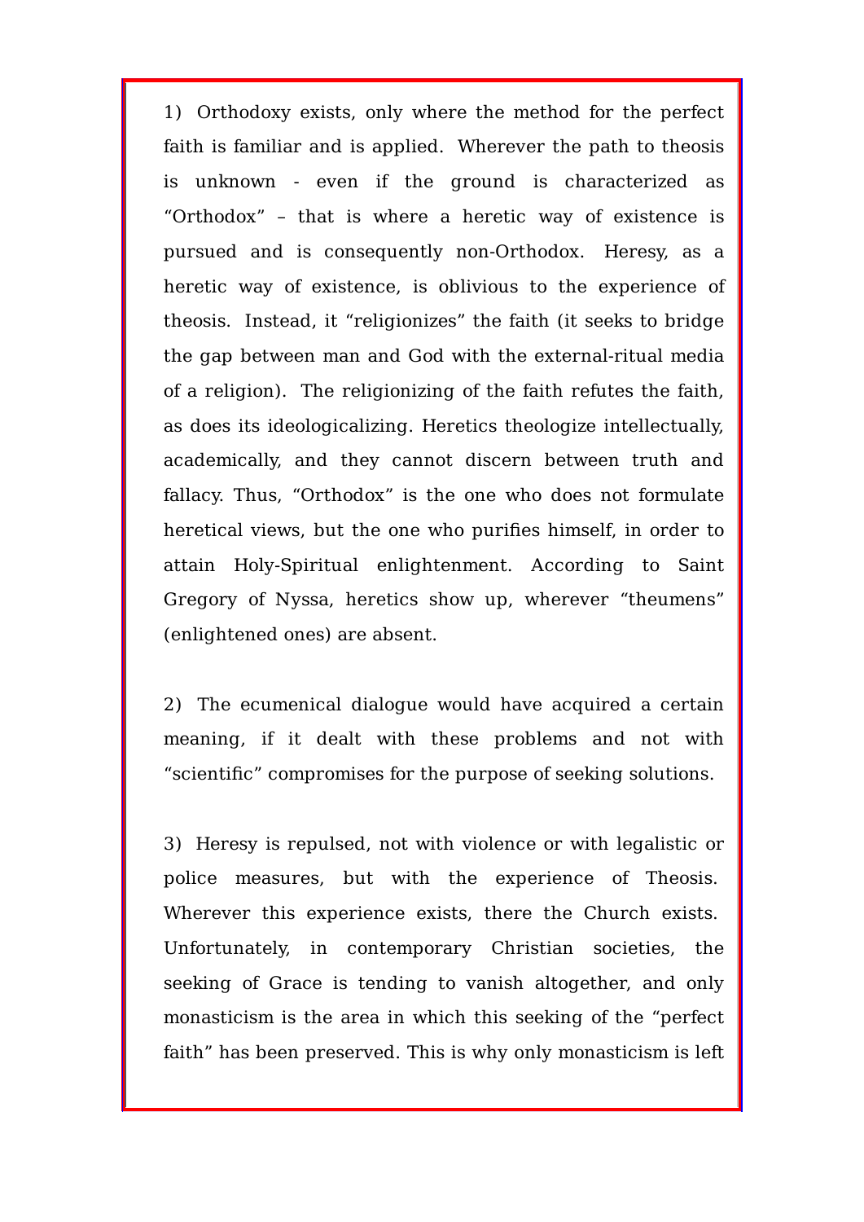1) Orthodoxy exists, only where the method for the perfect faith is familiar and is applied. Wherever the path to theosis is unknown - even if the ground is characterized as "Orthodox" – that is where a heretic way of existence is pursued and is consequently non-Orthodox. Heresy, as a heretic way of existence, is oblivious to the experience of theosis. Instead, it "religionizes" the faith (it seeks to bridge the gap between man and God with the external-ritual media of a religion). The religionizing of the faith refutes the faith, as does its ideologicalizing. Heretics theologize intellectually, academically, and they cannot discern between truth and fallacy. Thus, "Orthodox" is the one who does not formulate heretical views, but the one who purifies himself, in order to attain Holy-Spiritual enlightenment. According to Saint Gregory of Nyssa, heretics show up, wherever "theumens" (enlightened ones) are absent.

2) The ecumenical dialogue would have acquired a certain meaning, if it dealt with these problems and not with "scientific" compromises for the purpose of seeking solutions.

3) Heresy is repulsed, not with violence or with legalistic or police measures, but with the experience of Theosis. Wherever this experience exists, there the Church exists. Unfortunately, in contemporary Christian societies, the seeking of Grace is tending to vanish altogether, and only monasticism is the area in which this seeking of the "perfect faith" has been preserved. This is why only monasticism is left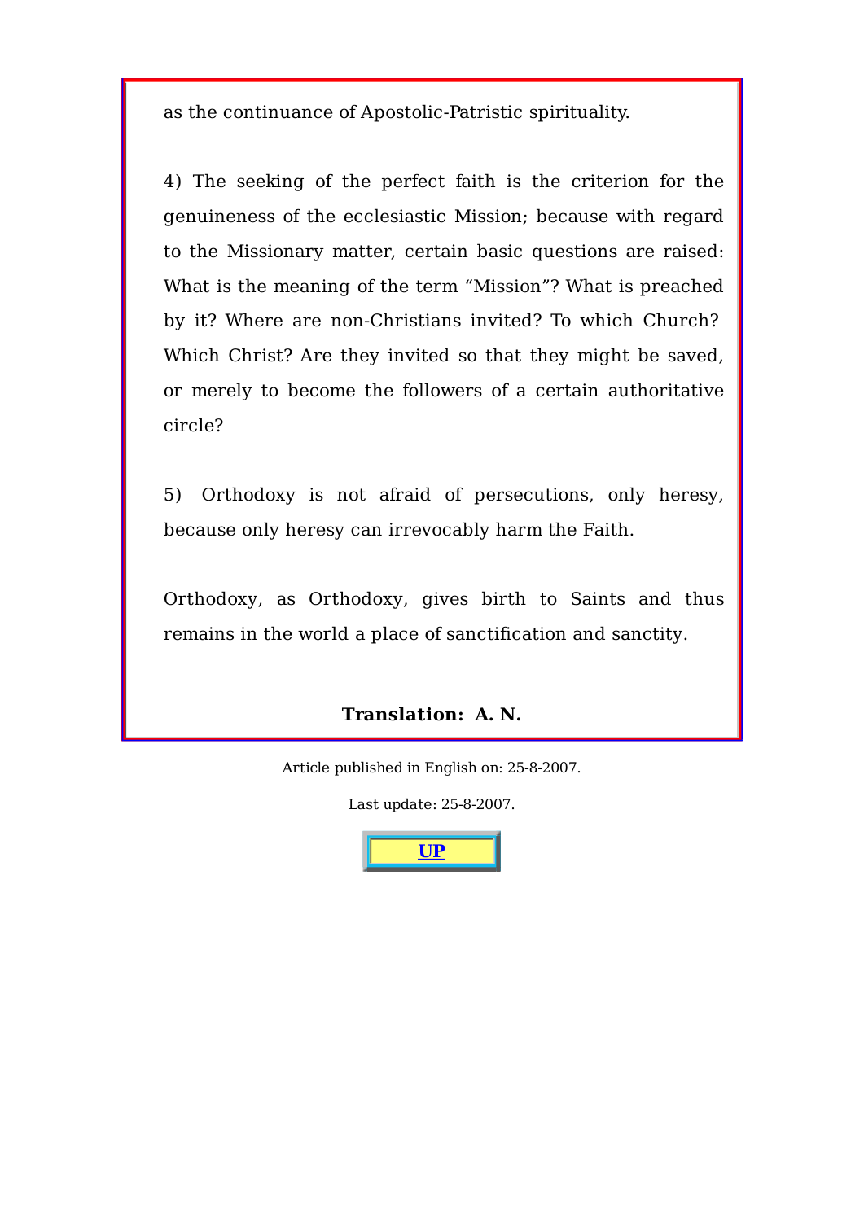as the continuance of Apostolic-Patristic spirituality.

4) The seeking of the perfect faith is the criterion for the genuineness of the ecclesiastic Mission; because with regard to the Missionary matter, certain basic questions are raised: What is the meaning of the term "Mission"? What is preached by it? Where are non-Christians invited? To which Church? Which Christ? Are they invited so that they might be saved, or merely to become the followers of a certain authoritative circle?

5) Orthodoxy is not afraid of persecutions, only heresy, because only heresy can irrevocably harm the Faith.

Orthodoxy, as Orthodoxy, gives birth to Saints and thus remains in the world a place of sanctification and sanctity.

**Translation: A. N.**

Article published in English on: 25-8-2007.

Last update: 25-8-2007.

UP